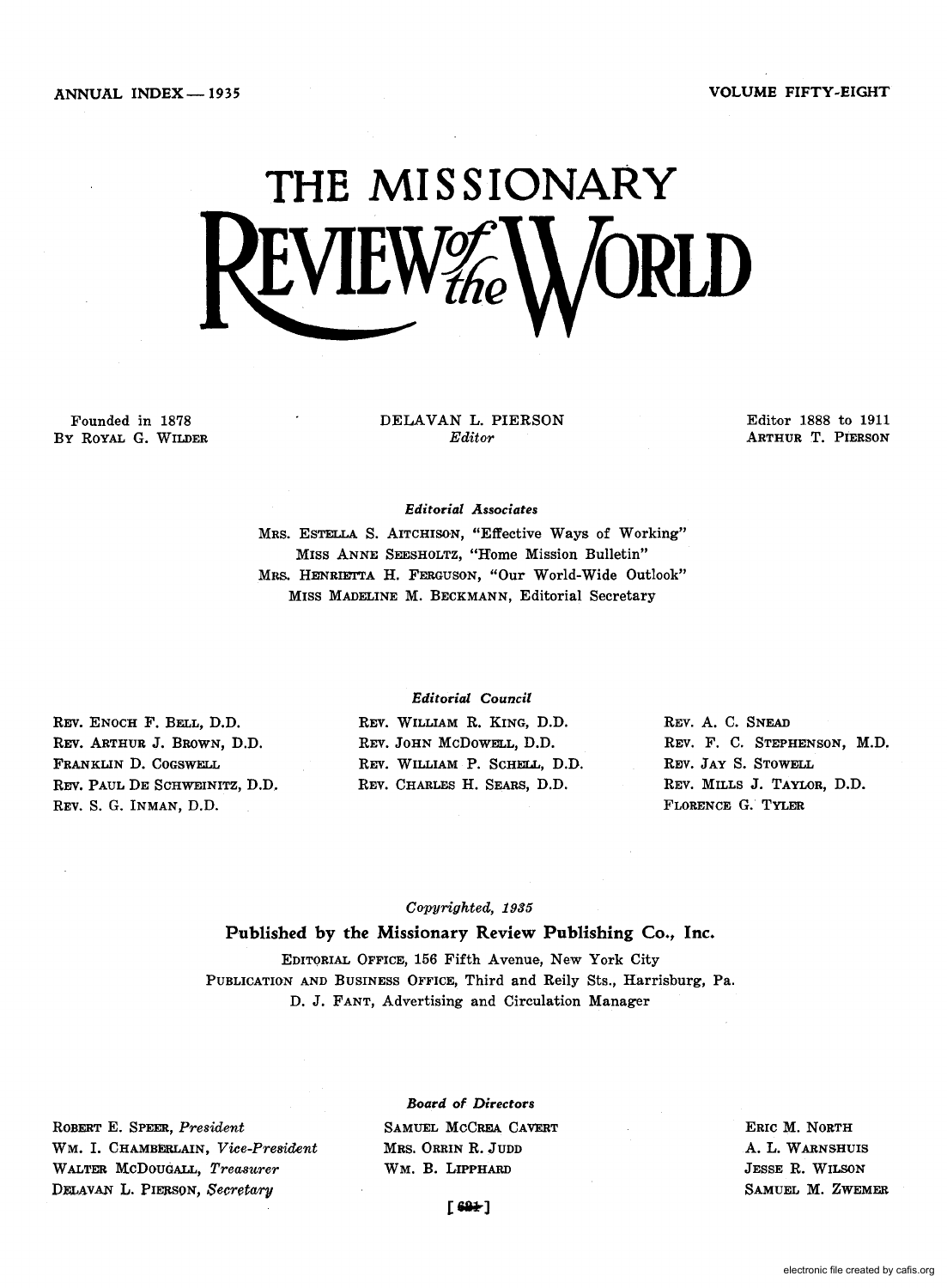ANNUAL INDEX — 1935

VOLUME FIFTY-EIGHT

# THE MISSIONARY REVIEW of the WORLD

Founded in 1878
BY ROYAL G. WILDER

DELAVAN L. PIERSON
*Editor*

Editor 1888 to 1911
ARTHUR T. PIERSON

*Editorial Associates*

MRS. ESTELLA S. AITCHISON, "Effective Ways of Working"
MISS ANNE SEESHOLTZ, "Home Mission Bulletin"
MRS. HENRIETTA H. FERGUSON, "Our World-Wide Outlook"
MISS MADELINE M. BECKMANN, Editorial Secretary

*Editorial Council*

REV. ENOCH F. BELL, D.D.
REV. ARTHUR J. BROWN, D.D.
FRANKLIN D. COGSWELL
REV. PAUL DE SCHWEINITZ, D.D.
REV. S. G. INMAN, D.D.
REV. WILLIAM R. KING, D.D.
REV. JOHN MCDOWELL, D.D.
REV. WILLIAM P. SCHELL, D.D.
REV. CHARLES H. SEARS, D.D.
REV. A. C. SNEAD
REV. F. C. STEPHENSON, M.D.
REV. JAY S. STOWELL
REV. MILLS J. TAYLOR, D.D.
FLORENCE G. TYLER

*Copyrighted, 1935*

**Published by the Missionary Review Publishing Co., Inc.**

EDITORIAL OFFICE, 156 Fifth Avenue, New York City
PUBLICATION AND BUSINESS OFFICE, Third and Reily Sts., Harrisburg, Pa.
D. J. FANT, Advertising and Circulation Manager

*Board of Directors*

ROBERT E. SPEER, *President*
WM. I. CHAMBERLAIN, *Vice-President*
WALTER MCDOUGALL, *Treasurer*
DELAVAN L. PIERSON, *Secretary*
SAMUEL MCCREA CAVERT
MRS. ORRIN R. JUDD
WM. B. LIPPHARD
ERIC M. NORTH
A. L. WARNSHUIS
JESSE R. WILSON
SAMUEL M. ZWEMER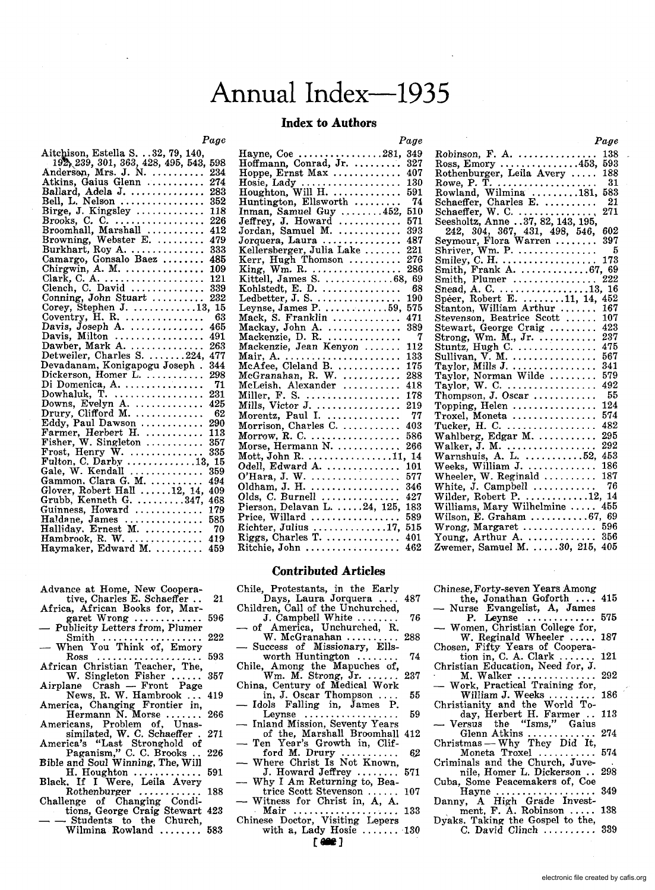# Annual Index—1935

## Index to Authors

Page

Aitchison, Estella S. ..32, 79, 140, 192, 239, 301, 363, 428, 495, 543, 598
Anderson, Mrs. J. N. .......... 234
Atkins, Gaius Glenn .......... 274
Ballard, Adela J. .............. 283
Bell, L. Nelson ............... 352
Birge, J. Kingsley ............ 118
Brooks, C. C. ................. 226
Broomhall, Marshall ........... 412
Browning, Webster E. ......... 479
Burkhart, Roy A. .............. 333
Camargo, Gonsalo Baez ........ 485
Chirgwin, A. M. ............... 109
Clark, C. A. .................. 121
Clench, C. David .............. 339
Conning, John Stuart .......... 232
Corey, Stephen J. ............13, 15
Coventry, H. R. ............... 63
Davis, Joseph A. .............. 465
Davis, Milton ................. 491
Dawber, Mark A. ............... 263
Detweiler, Charles S. ........224, 477
Devadanam, Konigapogu Joseph . 344
Dickerson, Homer L. ........... 298
Di Domenica, A. ............... 71
Dowhaluk, T. .................. 231
Downs, Evelyn A. .............. 425
Drury, Clifford M. ............ 62
Eddy, Paul Dawson ............ 290
Farmer, Herbert H. ........... 113
Fisher, W. Singleton .......... 357
Frost, Henry W. ............... 335
Fulton, C. Darby ............13, 15
Gale, W. Kendall .............. 359
Gammon, Clara G. M. .......... 494
Glover, Robert Hall ......12, 14, 409
Grubb, Kenneth G. .........347, 468
Guinness, Howard ............. 179
Haldane, James ............... 585
Halliday, Ernest M. ........... 70
Hambrook, R. W. .............. 419
Haymaker, Edward M. ......... 459
Hayne, Coe ................281, 349
Hoffmann, Conrad, Jr. ......... 327
Hoppe, Ernst Max ............. 407
Hosie, Lady ................... 130
Houghton, Will H. ............. 591
Huntington, Ellsworth ......... 74
Inman, Samuel Guy ........452, 510
Jeffrey, J. Howard ............ 571
Jordan, Samuel M. ............ 393
Jorquera, Laura ............... 487
Kellersberger, Julia Lake ...... 221
Kerr, Hugh Thomson ........... 276
King, Wm. R. .................. 286
Kittell, James S. ............68, 69
Kohlstedt, E. D. .............. 68
Ledbetter, J. S. .............. 190
Leynse, James P. ............59, 575
Mack, S. Franklin ............. 471
Mackay, John A. .............. 389
Mackenzie, D. R. .............. 7
Mackenzie, Jean Kenyon ....... 112
Mair, A. ...................... 133
McAfee, Cleland B. ............ 175
McGranahan, R. W. ........... 288
McLeish, Alexander ........... 418
Miller, F. S. .................. 178
Mills, Victor J. ............... 219
Morentz, Paul I. .............. 77
Morrison, Charles C. .......... 403
Morrow, R. C. ................. 586
Morse, Hermann N. ............ 266
Mott, John R. ................11, 14
Odell, Edward A. .............. 101
O'Hara, J. W. ................. 577
Oldham, J. H. ................. 346
Olds, C. Burnell .............. 427
Pierson, Delavan L. ......24, 125, 183
Price, Willard ................. 589
Richter, Julius .............17, 515
Riggs, Charles T. ............. 401
Ritchie, John ................. 462
Robinson, F. A. ............... 138
Ross, Emory ...............453, 593
Rothenburger, Leila Avery ..... 188
Rowe, P. T. .................... 31
Rowland, Wilmina .........181, 583
Schaeffer, Charles E. .......... 21
Schaeffer, W. C. .............. 271
Seesholtz, Anne ..37, 82, 143, 195, 242, 304, 367, 431, 498, 546, 602
Seymour, Flora Warren ........ 397
Shriver, Wm. P. ............... 5
Smiley, C. H. ................. 173
Smith, Frank A. ............67, 69
Smith, Plumer ................ 222
Snead, A. C. ................13, 16
Speer, Robert E. ........11, 14, 452
Stanton, William Arthur ....... 167
Stevenson, Beatrice Scott ...... 107
Stewart, George Craig ......... 423
Strong, Wm. M., Jr. ........... 237
Stuntz, Hugh C. ............... 475
Sullivan, V. M. ................ 567
Taylor, Mills J. ................ 341
Taylor, Norman Wilde ......... 579
Taylor, W. C. ................. 492
Thompson, J. Oscar ............ 55
Topping, Helen ................ 124
Troxel, Moneta ................ 574
Tucker, H. C. ................. 482
Wahlberg, Edgar M. ........... 295
Walker, J. M. ................. 292
Warnshuis, A. L. ...........52, 453
Weeks, William J. ............. 186
Wheeler, W. Reginald .......... 187
White, J. Campbell ............ 76
Wilder, Robert P. ...........12, 14
Williams, Mary Wilhelmine ..... 455
Wilson, E. Graham ..........67, 69
Wrong, Margaret .............. 596
Young, Arthur A. ............. 356
Zwemer, Samuel M. ......30, 215, 405

## Contributed Articles

Advance at Home, New Cooperative, Charles E. Schaeffer .. 21
Africa, African Books for, Margaret Wrong .............. 596
— Publicity Letters from, Plumer Smith .................. 222
— When You Think of, Emory Ross ..................... 593
African Christian Teacher, The, W. Singleton Fisher ...... 357
Airplane Crash — Front Page News, R. W. Hambrook ... 419
America, Changing Frontier in, Hermann N. Morse ....... 266
Americans, Problem of, Unassimilated, W. C. Schaeffer . 271
America's "Last Stronghold of Paganism," C. C. Brooks .. 226
Bible and Soul Winning, The, Will H. Houghton ............ 591
Black, If I Were, Leila Avery Rothenburger ............ 188
Challenge of Changing Conditions, George Craig Stewart 423
— — Students to the Church, Wilmina Rowland ........ 583
Chile, Protestants, in the Early Days, Laura Jorquera .... 487
Children, Call of the Unchurched, J. Campbell White ........ 76
— of America, Unchurched, R. W. McGranahan .......... 288
— Success of Missionary, Ellsworth Huntington ........ 74
Chile, Among the Mapuches of, Wm. M. Strong, Jr. ....... 237
China, Century of Medical Work in, J. Oscar Thompson .... 55
— Idols Falling in, James P. Leynse .................. 59
— Inland Mission, Seventy Years of the, Marshall Broomhall 412
— Ten Year's Growth in, Clifford M. Drury .......... 62
— Where Christ Is Not Known, J. Howard Jeffrey ........ 571
— Why I Am Returning to, Beatrice Scott Stevenson ...... 107
— Witness for Christ in, A, A. Mair .................... 133
Chinese Doctor, Visiting Lepers with a, Lady Hosie ....... 130
Chinese, Forty-seven Years Among the, Jonathan Goforth .... 415
— Nurse Evangelist, A, James P. Leynse ............ 575
— Women, Christian College for, W. Reginald Wheeler ..... 187
Chosen, Fifty Years of Cooperation in, C. A. Clark ....... 121
Christian Education, Need for, J. M. Walker .............. 292
— Work, Practical Training for, William J. Weeks ......... 186
Christianity and the World Today, Herbert H. Farmer .. 113
— Versus the "Isms," Gaius Glenn Atkins ............ 274
Christmas — Why They Did It, Moneta Troxel ........... 574
Criminals and the Church, Juvenile, Homer L. Dickerson .. 298
Cuba, Some Peacemakers of, Coe Hayne .................. 349
Danny, A High Grade Investment, F. A. Robinson ..... 138
Dyaks, Taking the Gospel to the, C. David Clinch .......... 339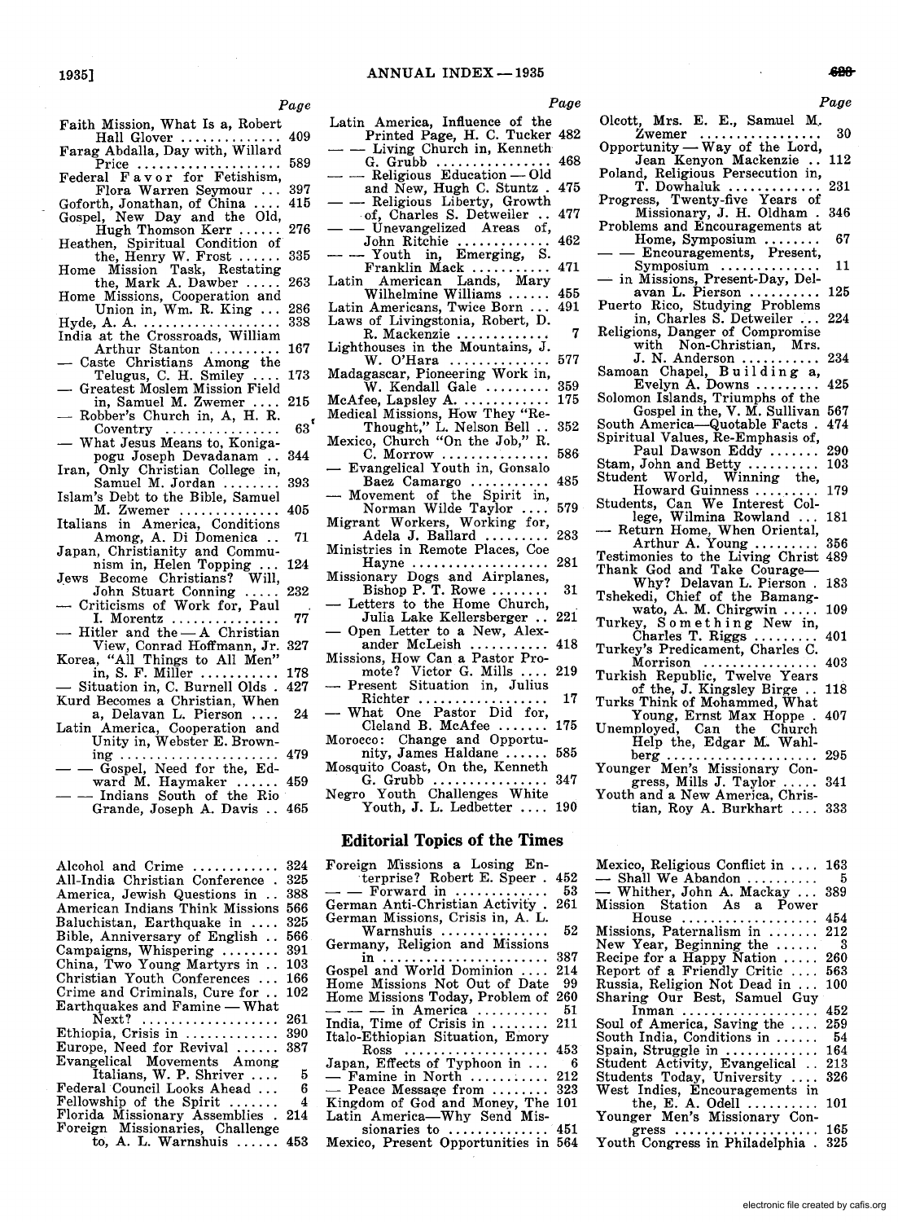| | Page |
|---|---|
| Faith Mission, What Is a, Robert Hall Glover | 409 |
| Farag Abdalla, Day with, Willard Price | 589 |
| Federal Favor for Fetishism, Flora Warren Seymour | 397 |
| Goforth, Jonathan, of China | 415 |
| Gospel, New Day and the Old, Hugh Thomson Kerr | 276 |
| Heathen, Spiritual Condition of the, Henry W. Frost | 335 |
| Home Mission Task, Restating the, Mark A. Dawber | 263 |
| Home Missions, Cooperation and Union in, Wm. R. King | 286 |
| Hyde, A. A. | 338 |
| India at the Crossroads, William Arthur Stanton | 167 |
| — Caste Christians Among the Telugus, C. H. Smiley | 173 |
| — Greatest Moslem Mission Field in, Samuel M. Zwemer | 215 |
| — Robber's Church in, A, H. R. Coventry | 63 |
| — What Jesus Means to, Konigapogu Joseph Devadanam | 344 |
| Iran, Only Christian College in, Samuel M. Jordan | 393 |
| Islam's Debt to the Bible, Samuel M. Zwemer | 405 |
| Italians in America, Conditions Among, A. Di Domenica | 71 |
| Japan, Christianity and Communism in, Helen Topping | 124 |
| Jews Become Christians? Will, John Stuart Conning | 232 |
| — Criticisms of Work for, Paul I. Morentz | 77 |
| — Hitler and the — A Christian View, Conrad Hoffmann, Jr. | 327 |
| Korea, "All Things to All Men" in, S. F. Miller | 178 |
| — Situation in, C. Burnell Olds | 427 |
| Kurd Becomes a Christian, When a, Delavan L. Pierson | 24 |
| Latin America, Cooperation and Unity in, Webster E. Browning | 479 |
| — — Gospel, Need for the, Edward M. Haymaker | 459 |
| — — Indians South of the Rio Grande, Joseph A. Davis | 465 |
| Latin America, Influence of the Printed Page, H. C. Tucker | 482 |
| — — Living Church in, Kenneth G. Grubb | 468 |
| — — Religious Education — Old and New, Hugh C. Stuntz | 475 |
| — — Religious Liberty, Growth of, Charles S. Detweiler | 477 |
| — — Unevangelized Areas of, John Ritchie | 462 |
| — — Youth in, Emerging, S. Franklin Mack | 471 |
| Latin American Lands, Mary Wilhelmine Williams | 455 |
| Latin Americans, Twice Born | 491 |
| Laws of Livingstonia, Robert, D. R. Mackenzie | 7 |
| Lighthouses in the Mountains, J. W. O'Hara | 577 |
| Madagascar, Pioneering Work in, W. Kendall Gale | 359 |
| McAfee, Lapsley A. | 175 |
| Medical Missions, How They "Re-Thought," L. Nelson Bell | 352 |
| Mexico, Church "On the Job," R. C. Morrow | 586 |
| — Evangelical Youth in, Gonsalo Baez Camargo | 485 |
| — Movement of the Spirit in, Norman Wilde Taylor | 579 |
| Migrant Workers, Working for, Adela J. Ballard | 283 |
| Ministries in Remote Places, Coe Hayne | 281 |
| Missionary Dogs and Airplanes, Bishop P. T. Rowe | 31 |
| — Letters to the Home Church, Julia Lake Kellersberger | 221 |
| — Open Letter to a New, Alexander McLeish | 418 |
| Missions, How Can a Pastor Promote? Victor G. Mills | 219 |
| — Present Situation in, Julius Richter | 17 |
| — What One Pastor Did for, Cleland B. McAfee | 175 |
| Morocco: Change and Opportunity, James Haldane | 585 |
| Mosquito Coast, On the, Kenneth G. Grubb | 347 |
| Negro Youth Challenges White Youth, J. L. Ledbetter | 190 |
| Olcott, Mrs. E. E., Samuel M. Zwemer | 30 |
| Opportunity — Way of the Lord, Jean Kenyon Mackenzie | 112 |
| Poland, Religious Persecution in, T. Dowhaluk | 231 |
| Progress, Twenty-five Years of Missionary, J. H. Oldham | 346 |
| Problems and Encouragements at Home, Symposium | 67 |
| — — Encouragements, Present, Symposium | 11 |
| — in Missions, Present-Day, Delavan L. Pierson | 125 |
| Puerto Rico, Studying Problems in, Charles S. Detweiler | 224 |
| Religions, Danger of Compromise with Non-Christian, Mrs. J. N. Anderson | 234 |
| Samoan Chapel, Building a, Evelyn A. Downs | 425 |
| Solomon Islands, Triumphs of the Gospel in the, V. M. Sullivan | 567 |
| South America—Quotable Facts | 474 |
| Spiritual Values, Re-Emphasis of, Paul Dawson Eddy | 290 |
| Stam, John and Betty | 103 |
| Student World, Winning the, Howard Guinness | 179 |
| Students, Can We Interest College, Wilmina Rowland | 181 |
| — Return Home, When Oriental, Arthur A. Young | 356 |
| Testimonies to the Living Christ | 489 |
| Thank God and Take Courage—Why? Delavan L. Pierson | 183 |
| Tshekedi, Chief of the Bamangwato, A. M. Chirgwin | 109 |
| Turkey, Something New in, Charles T. Riggs | 401 |
| Turkey's Predicament, Charles C. Morrison | 403 |
| Turkish Republic, Twelve Years of the, J. Kingsley Birge | 118 |
| Turks Think of Mohammed, What Young, Ernst Max Hoppe | 407 |
| Unemployed, Can the Church Help the, Edgar M. Wahlberg | 295 |
| Younger Men's Missionary Congress, Mills J. Taylor | 341 |
| Youth and a New America, Christian, Roy A. Burkhart | 333 |

## Editorial Topics of the Times

| | Page |
|---|---|
| Alcohol and Crime | 324 |
| All-India Christian Conference | 325 |
| America, Jewish Questions in | 388 |
| American Indians Think Missions | 566 |
| Baluchistan, Earthquake in | 325 |
| Bible, Anniversary of English | 566 |
| Campaigns, Whispering | 391 |
| China, Two Young Martyrs in | 103 |
| Christian Youth Conferences | 166 |
| Crime and Criminals, Cure for | 102 |
| Earthquakes and Famine — What Next? | 261 |
| Ethiopia, Crisis in | 390 |
| Europe, Need for Revival | 387 |
| Evangelical Movements Among Italians, W. P. Shriver | 5 |
| Federal Council Looks Ahead | 6 |
| Fellowship of the Spirit | 4 |
| Florida Missionary Assemblies | 214 |
| Foreign Missionaries, Challenge to, A. L. Warnshuis | 453 |
| Foreign Missions a Losing Enterprise? Robert E. Speer | 452 |
| — — Forward in | 53 |
| German Anti-Christian Activity | 261 |
| German Missions, Crisis in, A. L. Warnshuis | 52 |
| Germany, Religion and Missions in | 387 |
| Gospel and World Dominion | 214 |
| Home Missions Not Out of Date | 99 |
| Home Missions Today, Problem of | 260 |
| — — — in America | 51 |
| India, Time of Crisis in | 211 |
| Italo-Ethiopian Situation, Emory Ross | 453 |
| Japan, Effects of Typhoon in | 6 |
| — Famine in North | 212 |
| — Peace Message from | 323 |
| Kingdom of God and Money, The | 101 |
| Latin America—Why Send Missionaries to | 451 |
| Mexico, Present Opportunities in | 564 |
| Mexico, Religious Conflict in | 163 |
| — Shall We Abandon | 5 |
| — Whither, John A. Mackay | 389 |
| Mission Station As a Power House | 454 |
| Missions, Paternalism in | 212 |
| New Year, Beginning the | 3 |
| Recipe for a Happy Nation | 260 |
| Report of a Friendly Critic | 563 |
| Russia, Religion Not Dead in | 100 |
| Sharing Our Best, Samuel Guy Inman | 452 |
| Soul of America, Saving the | 259 |
| South India, Conditions in | 54 |
| Spain, Struggle in | 164 |
| Student Activity, Evangelical | 213 |
| Students Today, University | 326 |
| West Indies, Encouragements in the, E. A. Odell | 101 |
| Younger Men's Missionary Congress | 165 |
| Youth Congress in Philadelphia | 325 |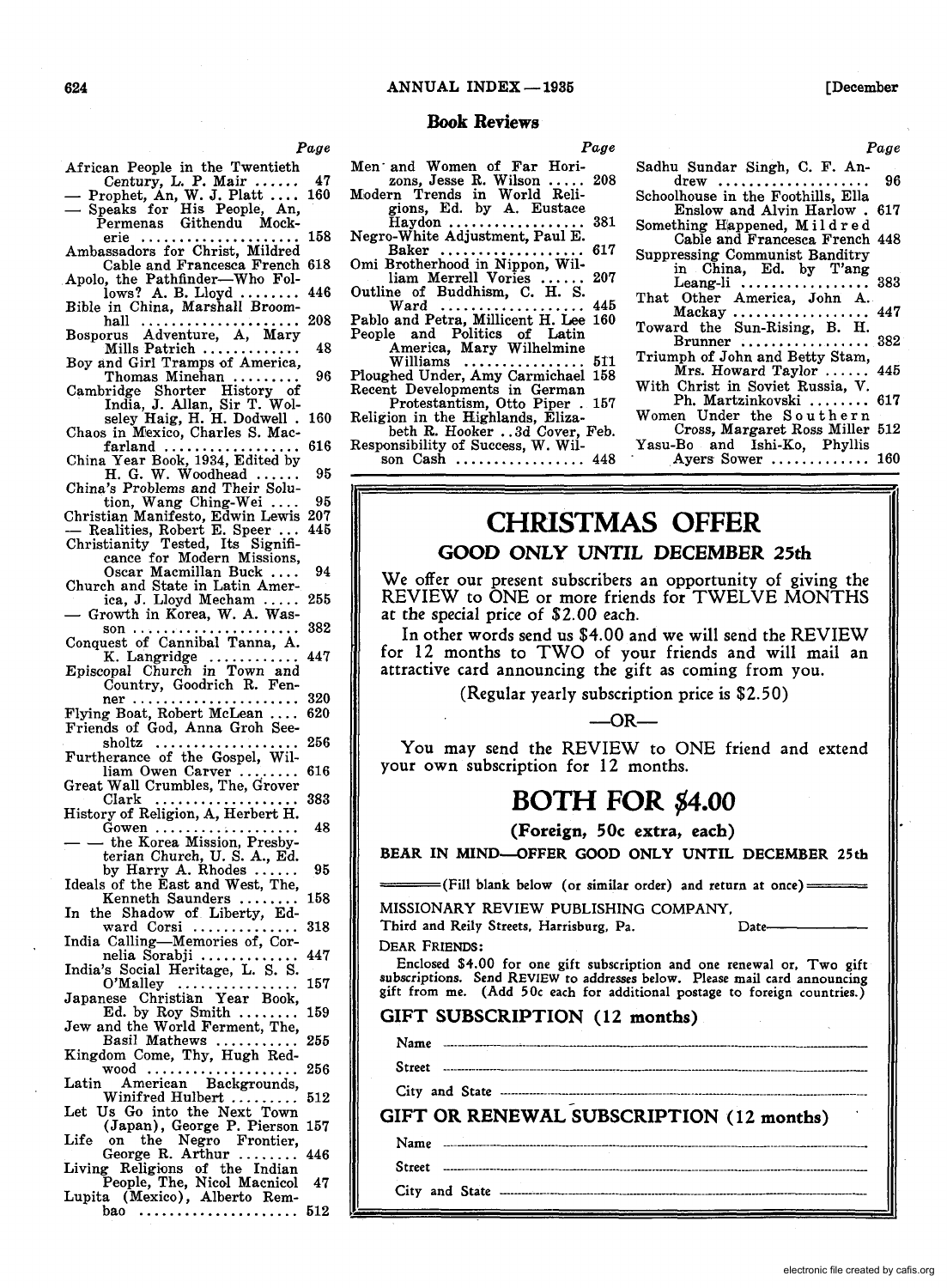## Book Reviews

| | Page |
|---|---|
| African People in the Twentieth Century, L. P. Mair | 47 |
| — Prophet, An, W. J. Platt | 160 |
| — Speaks for His People, An, Permenas Githendu Mockerie | 158 |
| Ambassadors for Christ, Mildred Cable and Francesca French | 618 |
| Apolo, the Pathfinder—Who Follows? A. B. Lloyd | 446 |
| Bible in China, Marshall Broomhall | 208 |
| Bosporus Adventure, A, Mary Mills Patrick | 48 |
| Boy and Girl Tramps of America, Thomas Minehan | 96 |
| Cambridge Shorter History of India, J. Allan, Sir T. Wolseley Haig, H. H. Dodwell | 160 |
| Chaos in Mexico, Charles S. Macfarland | 616 |
| China Year Book, 1934, Edited by H. G. W. Woodhead | 95 |
| China's Problems and Their Solution, Wang Ching-Wei | 95 |
| Christian Manifesto, Edwin Lewis | 207 |
| — Realities, Robert E. Speer | 445 |
| Christianity Tested, Its Significance for Modern Missions, Oscar Macmillan Buck | 94 |
| Church and State in Latin America, J. Lloyd Mecham | 255 |
| — Growth in Korea, W. A. Wasson | 382 |
| Conquest of Cannibal Tanna, A. K. Langridge | 447 |
| Episcopal Church in Town and Country, Goodrich R. Fenner | 320 |
| Flying Boat, Robert McLean | 620 |
| Friends of God, Anna Groh Seesholtz | 256 |
| Furtherance of the Gospel, William Owen Carver | 616 |
| Great Wall Crumbles, The, Grover Clark | 383 |
| History of Religion, A, Herbert H. Gowen | 48 |
| — — the Korea Mission, Presbyterian Church, U. S. A., Ed. by Harry A. Rhodes | 95 |
| Ideals of the East and West, The, Kenneth Saunders | 158 |
| In the Shadow of Liberty, Edward Corsi | 318 |
| India Calling—Memories of, Cornelia Sorabji | 447 |
| India's Social Heritage, L. S. S. O'Malley | 157 |
| Japanese Christian Year Book, Ed. by Roy Smith | 159 |
| Jew and the World Ferment, The, Basil Mathews | 255 |
| Kingdom Come, Thy, Hugh Redwood | 256 |
| Latin American Backgrounds, Winifred Hulbert | 512 |
| Let Us Go into the Next Town (Japan), George P. Pierson | 157 |
| Life on the Negro Frontier, George R. Arthur | 446 |
| Living Religions of the Indian People, The, Nicol Macnicol | 47 |
| Lupita (Mexico), Alberto Rembao | 512 |
| Men and Women of Far Horizons, Jesse R. Wilson | 208 |
| Modern Trends in World Religions, Ed. by A. Eustace Haydon | 381 |
| Negro-White Adjustment, Paul E. Baker | 617 |
| Omi Brotherhood in Nippon, William Merrell Vories | 207 |
| Outline of Buddhism, C. H. S. Ward | 445 |
| Pablo and Petra, Millicent H. Lee | 160 |
| People and Politics of Latin America, Mary Wilhelmine Williams | 511 |
| Ploughed Under, Amy Carmichael | 158 |
| Recent Developments in German Protestantism, Otto Piper | 157 |
| Religion in the Highlands, Elizabeth R. Hooker | 3d Cover, Feb. |
| Responsibility of Success, W. Wilson Cash | 448 |
| Sadhu Sundar Singh, C. F. Andrew | 96 |
| Schoolhouse in the Foothills, Ella Enslow and Alvin Harlow | 617 |
| Something Happened, Mildred Cable and Francesca French | 448 |
| Suppressing Communist Banditry in China, Ed. by T'ang Leang-li | 383 |
| That Other America, John A. Mackay | 447 |
| Toward the Sun-Rising, B. H. Brunner | 382 |
| Triumph of John and Betty Stam, Mrs. Howard Taylor | 445 |
| With Christ in Soviet Russia, V. Ph. Martzinkovski | 617 |
| Women Under the Southern Cross, Margaret Ross Miller | 512 |
| Yasu-Bo and Ishi-Ko, Phyllis Ayers Sower | 160 |

# CHRISTMAS OFFER

## GOOD ONLY UNTIL DECEMBER 25th

We offer our present subscribers an opportunity of giving the REVIEW to ONE or more friends for TWELVE MONTHS at the special price of $2.00 each.

In other words send us $4.00 and we will send the REVIEW for 12 months to TWO of your friends and will mail an attractive card announcing the gift as coming from you.

(Regular yearly subscription price is $2.50)

—OR—

You may send the REVIEW to ONE friend and extend your own subscription for 12 months.

## BOTH FOR $4.00

**(Foreign, 50c extra, each)**

**BEAR IN MIND—OFFER GOOD ONLY UNTIL DECEMBER 25th**

(Fill blank below (or similar order) and return at once)

MISSIONARY REVIEW PUBLISHING COMPANY,
Third and Reily Streets, Harrisburg, Pa. Date——————

DEAR FRIENDS:

Enclosed $4.00 for one gift subscription and one renewal or, Two gift subscriptions. Send REVIEW to addresses below. Please mail card announcing gift from me. (Add 50c each for additional postage to foreign countries.)

### GIFT SUBSCRIPTION (12 months)

Name ——————————

Street ——————————

City and State ——————————

### GIFT OR RENEWAL SUBSCRIPTION (12 months)

Name ——————————

Street ——————————

City and State ——————————